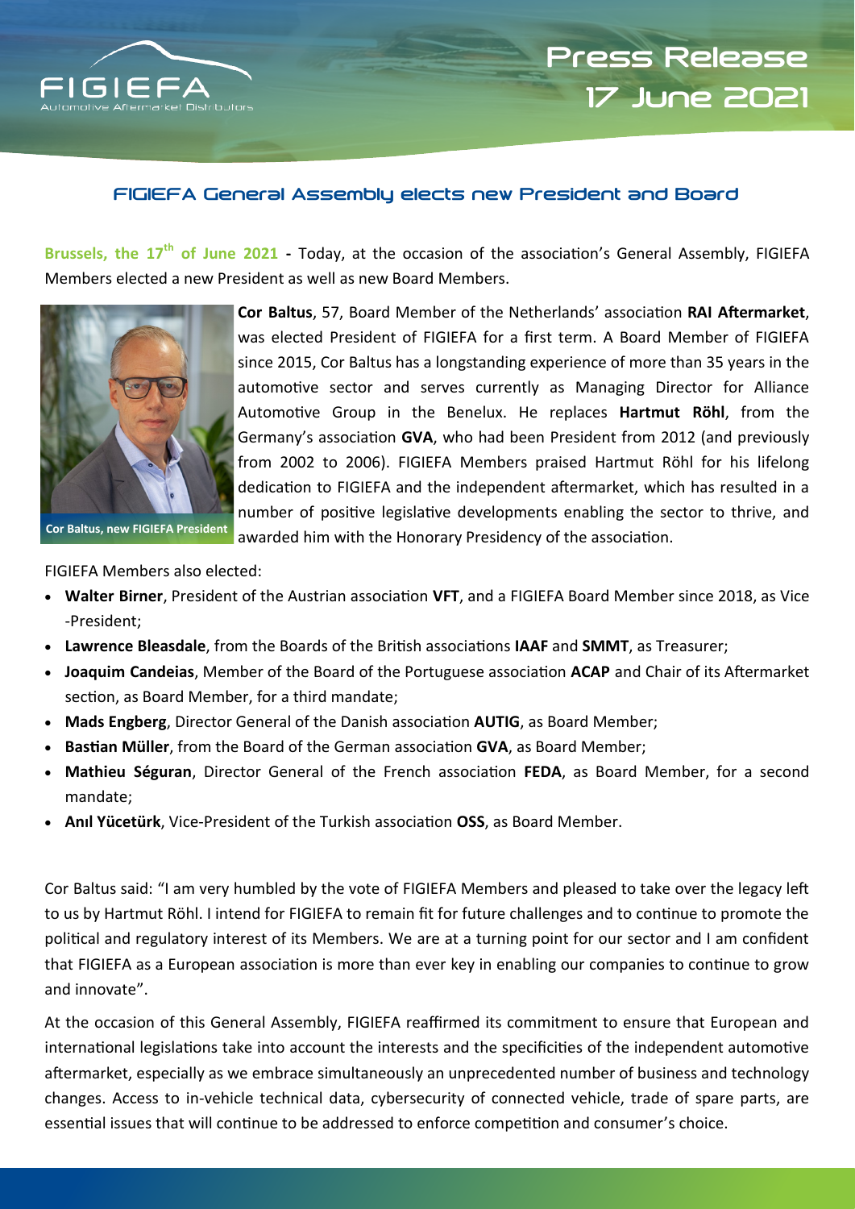FIGIEFA
Automotive Aftermarket Distributors

# Press Release
# 17 June 2021

## FIGIEFA General Assembly elects new President and Board

**Brussels, the 17th of June 2021 -** Today, at the occasion of the association's General Assembly, FIGIEFA Members elected a new President as well as new Board Members.

Cor Baltus, new FIGIEFA President

**Cor Baltus**, 57, Board Member of the Netherlands' association **RAI Aftermarket**, was elected President of FIGIEFA for a first term. A Board Member of FIGIEFA since 2015, Cor Baltus has a longstanding experience of more than 35 years in the automotive sector and serves currently as Managing Director for Alliance Automotive Group in the Benelux. He replaces **Hartmut Röhl**, from the Germany's association **GVA**, who had been President from 2012 (and previously from 2002 to 2006). FIGIEFA Members praised Hartmut Röhl for his lifelong dedication to FIGIEFA and the independent aftermarket, which has resulted in a number of positive legislative developments enabling the sector to thrive, and awarded him with the Honorary Presidency of the association.

FIGIEFA Members also elected:

- **Walter Birner**, President of the Austrian association **VFT**, and a FIGIEFA Board Member since 2018, as Vice -President;
- **Lawrence Bleasdale**, from the Boards of the British associations **IAAF** and **SMMT**, as Treasurer;
- **Joaquim Candeias**, Member of the Board of the Portuguese association **ACAP** and Chair of its Aftermarket section, as Board Member, for a third mandate;
- **Mads Engberg**, Director General of the Danish association **AUTIG**, as Board Member;
- **Bastian Müller**, from the Board of the German association **GVA**, as Board Member;
- **Mathieu Séguran**, Director General of the French association **FEDA**, as Board Member, for a second mandate;
- **Anıl Yücetürk**, Vice-President of the Turkish association **OSS**, as Board Member.

Cor Baltus said: "I am very humbled by the vote of FIGIEFA Members and pleased to take over the legacy left to us by Hartmut Röhl. I intend for FIGIEFA to remain fit for future challenges and to continue to promote the political and regulatory interest of its Members. We are at a turning point for our sector and I am confident that FIGIEFA as a European association is more than ever key in enabling our companies to continue to grow and innovate".

At the occasion of this General Assembly, FIGIEFA reaffirmed its commitment to ensure that European and international legislations take into account the interests and the specificities of the independent automotive aftermarket, especially as we embrace simultaneously an unprecedented number of business and technology changes. Access to in-vehicle technical data, cybersecurity of connected vehicle, trade of spare parts, are essential issues that will continue to be addressed to enforce competition and consumer's choice.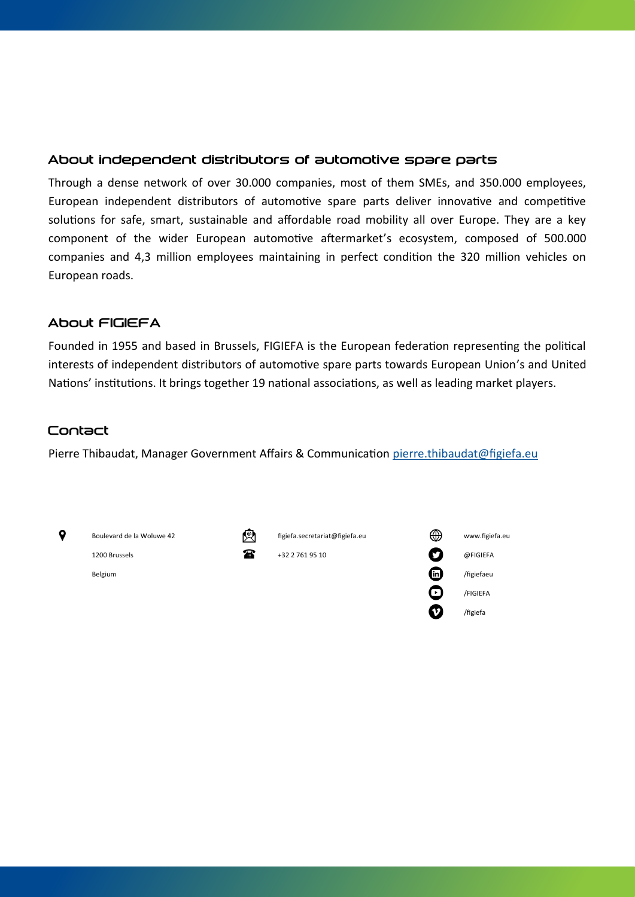## About independent distributors of automotive spare parts

Through a dense network of over 30.000 companies, most of them SMEs, and 350.000 employees, European independent distributors of automotive spare parts deliver innovative and competitive solutions for safe, smart, sustainable and affordable road mobility all over Europe. They are a key component of the wider European automotive aftermarket's ecosystem, composed of 500.000 companies and 4,3 million employees maintaining in perfect condition the 320 million vehicles on European roads.

## About FIGIEFA

Founded in 1955 and based in Brussels, FIGIEFA is the European federation representing the political interests of independent distributors of automotive spare parts towards European Union's and United Nations' institutions. It brings together 19 national associations, as well as leading market players.

## Contact

Pierre Thibaudat, Manager Government Affairs & Communication pierre.thibaudat@figiefa.eu

Boulevard de la Woluwe 42
1200 Brussels
Belgium

figiefa.secretariat@figiefa.eu
+32 2 761 95 10

www.figiefa.eu
@FIGIEFA
/figiefaeu
/FIGIEFA
/figiefa